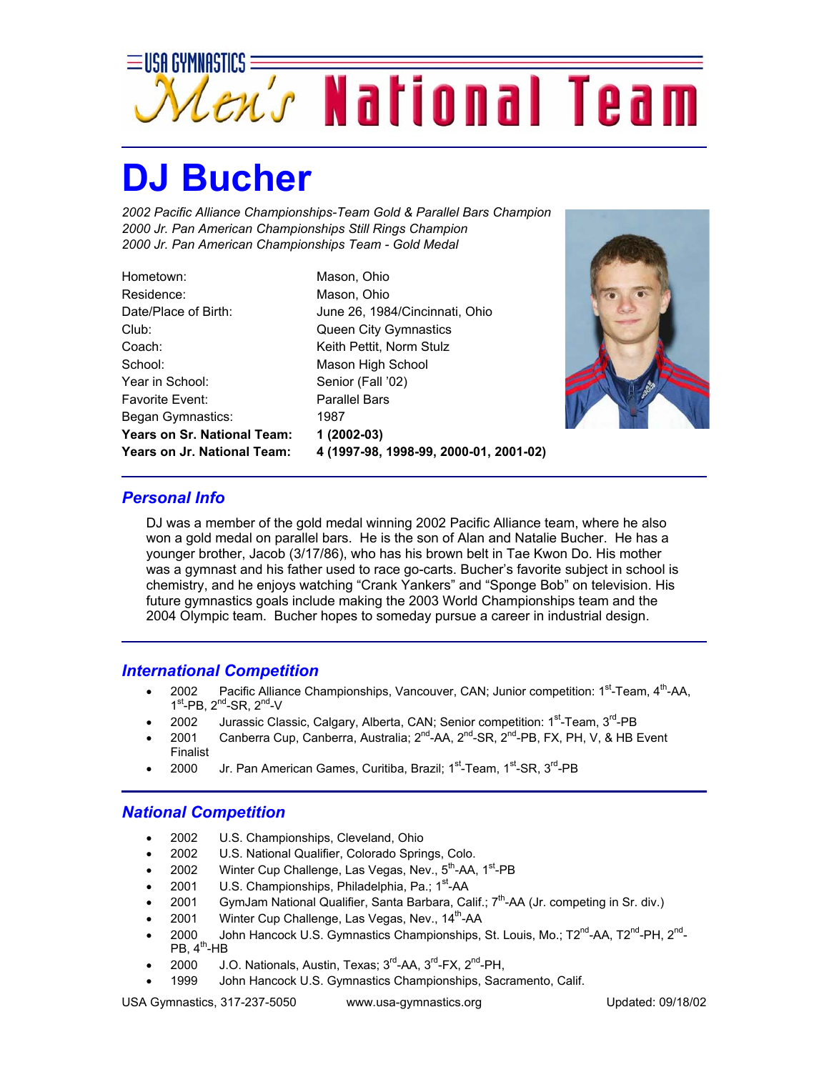# USA GYMNASTICS Men's National Team

# DJ Bucher

*2002 Pacific Alliance Championships-Team Gold & Parallel Bars Champion*
*2000 Jr. Pan American Championships Still Rings Champion*
*2000 Jr. Pan American Championships Team - Gold Medal*

| | |
|---|---|
| Hometown: | Mason, Ohio |
| Residence: | Mason, Ohio |
| Date/Place of Birth: | June 26, 1984/Cincinnati, Ohio |
| Club: | Queen City Gymnastics |
| Coach: | Keith Pettit, Norm Stulz |
| School: | Mason High School |
| Year in School: | Senior (Fall '02) |
| Favorite Event: | Parallel Bars |
| Began Gymnastics: | 1987 |
| **Years on Sr. National Team:** | **1 (2002-03)** |
| **Years on Jr. National Team:** | **4 (1997-98, 1998-99, 2000-01, 2001-02)** |

## *Personal Info*

DJ was a member of the gold medal winning 2002 Pacific Alliance team, where he also won a gold medal on parallel bars. He is the son of Alan and Natalie Bucher. He has a younger brother, Jacob (3/17/86), who has his brown belt in Tae Kwon Do. His mother was a gymnast and his father used to race go-carts. Bucher's favorite subject in school is chemistry, and he enjoys watching "Crank Yankers" and "Sponge Bob" on television. His future gymnastics goals include making the 2003 World Championships team and the 2004 Olympic team. Bucher hopes to someday pursue a career in industrial design.

## *International Competition*

- 2002 Pacific Alliance Championships, Vancouver, CAN; Junior competition: 1st-Team, 4th-AA, 1st-PB, 2nd-SR, 2nd-V
- 2002 Jurassic Classic, Calgary, Alberta, CAN; Senior competition: 1st-Team, 3rd-PB
- 2001 Canberra Cup, Canberra, Australia; 2nd-AA, 2nd-SR, 2nd-PB, FX, PH, V, & HB Event Finalist
- 2000 Jr. Pan American Games, Curitiba, Brazil; 1st-Team, 1st-SR, 3rd-PB

## *National Competition*

- 2002 U.S. Championships, Cleveland, Ohio
- 2002 U.S. National Qualifier, Colorado Springs, Colo.
- 2002 Winter Cup Challenge, Las Vegas, Nev., 5th-AA, 1st-PB
- 2001 U.S. Championships, Philadelphia, Pa.; 1st-AA
- 2001 GymJam National Qualifier, Santa Barbara, Calif.; 7th-AA (Jr. competing in Sr. div.)
- 2001 Winter Cup Challenge, Las Vegas, Nev., 14th-AA
- 2000 John Hancock U.S. Gymnastics Championships, St. Louis, Mo.; T2nd-AA, T2nd-PH, 2nd-PB, 4th-HB
- 2000 J.O. Nationals, Austin, Texas; 3rd-AA, 3rd-FX, 2nd-PH,
- 1999 John Hancock U.S. Gymnastics Championships, Sacramento, Calif.

USA Gymnastics, 317-237-5050 www.usa-gymnastics.org Updated: 09/18/02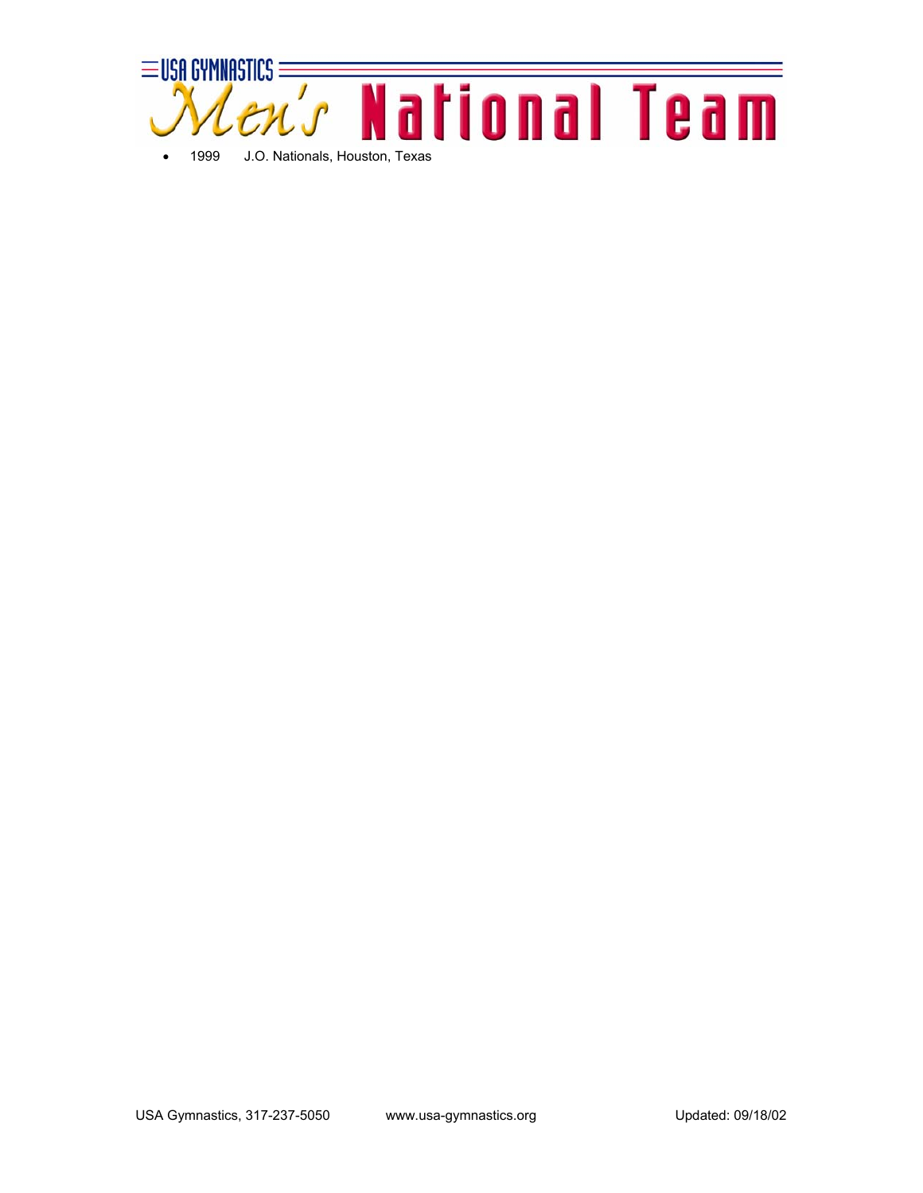- 1999 J.O. Nationals, Houston, Texas